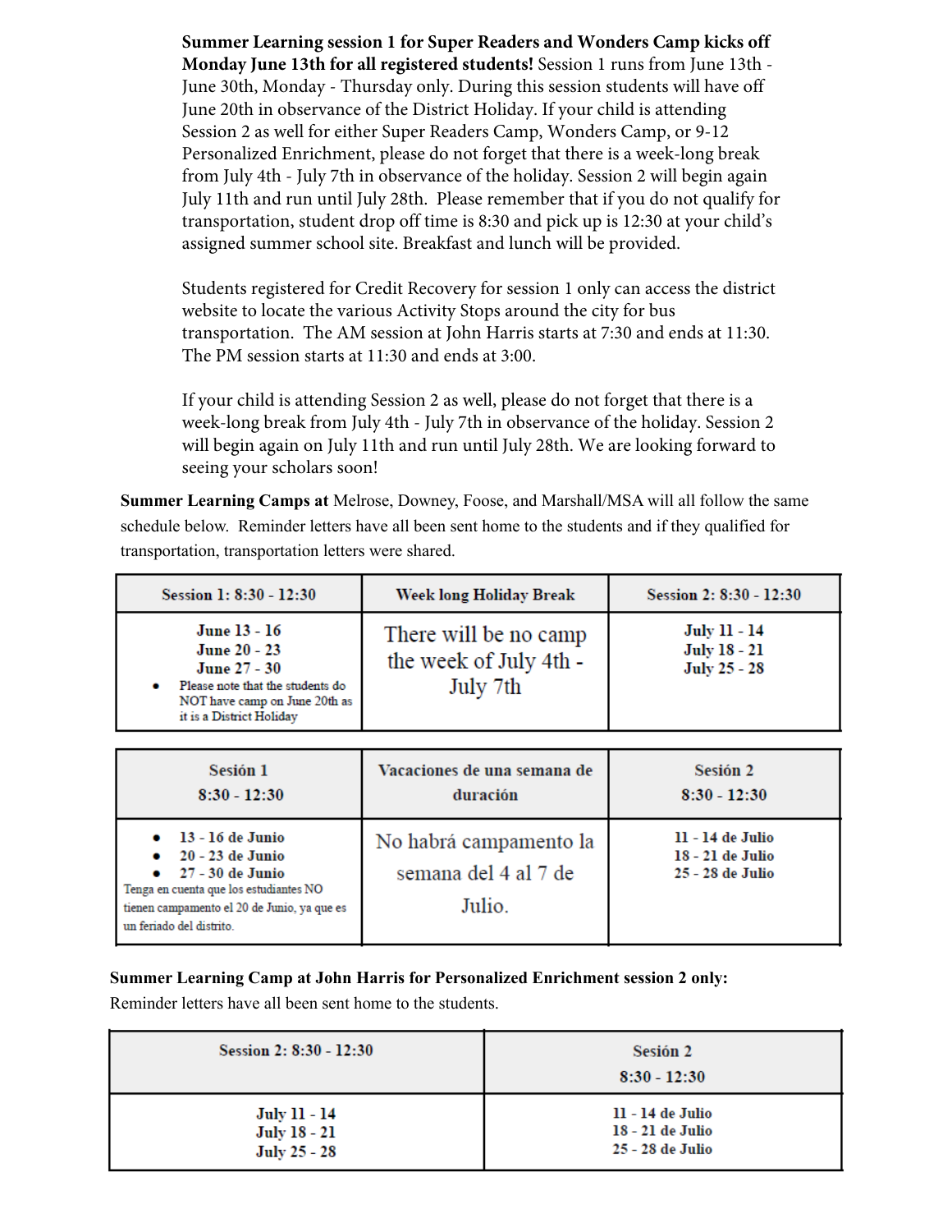**Summer Learning session 1 for Super Readers and Wonders Camp kicks off Monday June 13th for all registered students!** Session 1 runs from June 13th - June 30th, Monday - Thursday only. During this session students will have off June 20th in observance of the District Holiday. If your child is attending Session 2 as well for either Super Readers Camp, Wonders Camp, or 9-12 Personalized Enrichment, please do not forget that there is a week-long break from July 4th - July 7th in observance of the holiday. Session 2 will begin again July 11th and run until July 28th. Please remember that if you do not qualify for transportation, student drop off time is 8:30 and pick up is 12:30 at your child's assigned summer school site. Breakfast and lunch will be provided.

Students registered for Credit Recovery for session 1 only can access the district website to locate the various Activity Stops around the city for bus transportation. The AM session at John Harris starts at 7:30 and ends at 11:30. The PM session starts at 11:30 and ends at 3:00.

If your child is attending Session 2 as well, please do not forget that there is a week-long break from July 4th - July 7th in observance of the holiday. Session 2 will begin again on July 11th and run until July 28th. We are looking forward to seeing your scholars soon!

**Summer Learning Camps at** Melrose, Downey, Foose, and Marshall/MSA will all follow the same schedule below. Reminder letters have all been sent home to the students and if they qualified for transportation, transportation letters were shared.

| Session 1: 8:30 - 12:30 | Week long Holiday Break | Session 2: 8:30 - 12:30 |
|---|---|---|
| June 13 - 16<br>June 20 - 23<br>June 27 - 30<br>• Please note that the students do NOT have camp on June 20th as it is a District Holiday | There will be no camp the week of July 4th - July 7th | July 11 - 14<br>July 18 - 21<br>July 25 - 28 |

| Sesión 1<br>8:30 - 12:30 | Vacaciones de una semana de duración | Sesión 2<br>8:30 - 12:30 |
|---|---|---|
| • 13 - 16 de Junio<br>• 20 - 23 de Junio<br>• 27 - 30 de Junio<br>Tenga en cuenta que los estudiantes NO tienen campamento el 20 de Junio, ya que es un feriado del distrito. | No habrá campamento la semana del 4 al 7 de Julio. | 11 - 14 de Julio<br>18 - 21 de Julio<br>25 - 28 de Julio |

**Summer Learning Camp at John Harris for Personalized Enrichment session 2 only:**
Reminder letters have all been sent home to the students.

| Session 2: 8:30 - 12:30 | Sesión 2<br>8:30 - 12:30 |
|---|---|
| July 11 - 14<br>July 18 - 21<br>July 25 - 28 | 11 - 14 de Julio<br>18 - 21 de Julio<br>25 - 28 de Julio |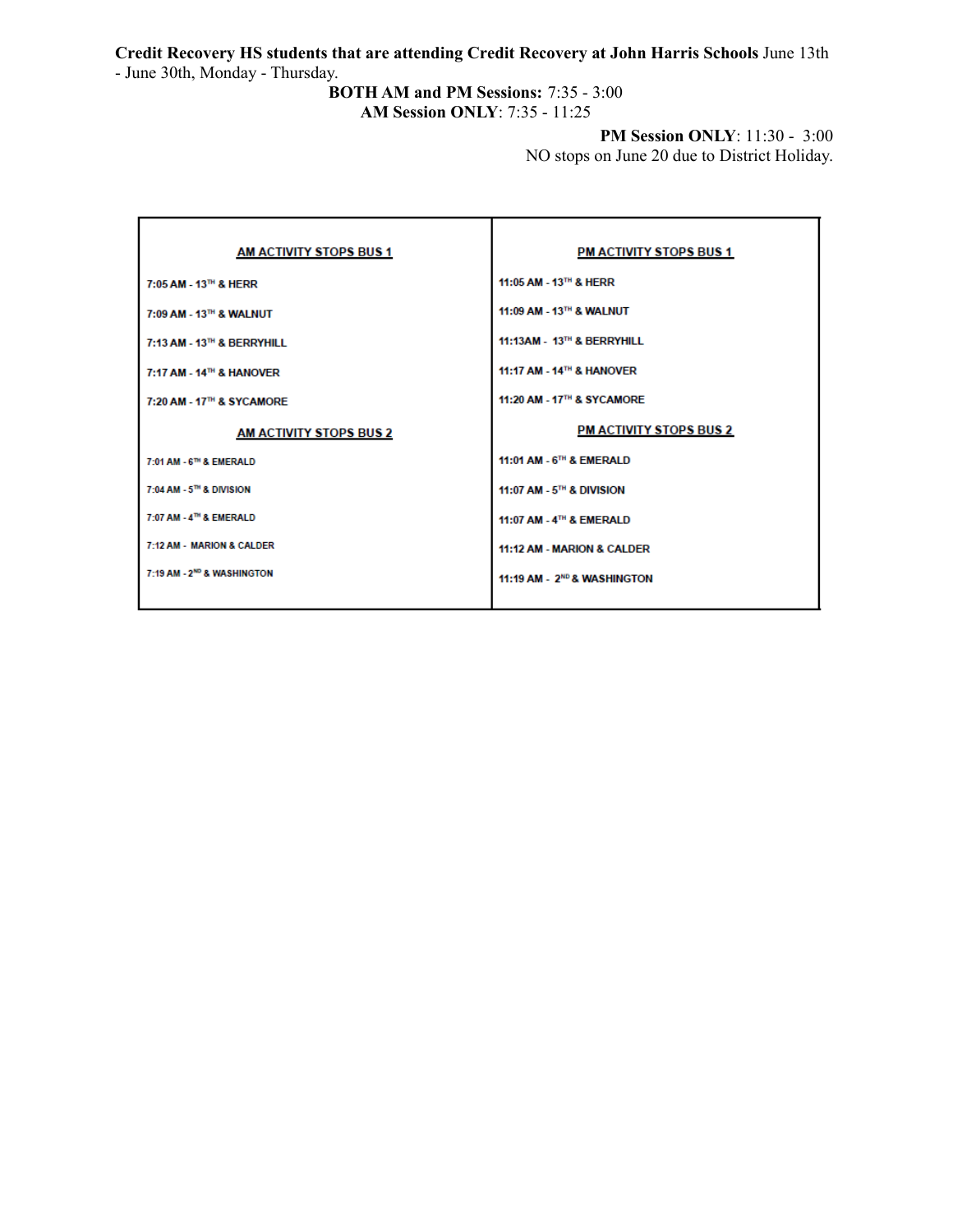**Credit Recovery HS students that are attending Credit Recovery at John Harris Schools** June 13th - June 30th, Monday - Thursday.

**BOTH AM and PM Sessions:** 7:35 - 3:00
**AM Session ONLY**: 7:35 - 11:25
**PM Session ONLY**: 11:30 - 3:00
NO stops on June 20 due to District Holiday.

| AM ACTIVITY STOPS BUS 1 | PM ACTIVITY STOPS BUS 1 |
|---|---|
| 7:05 AM - 13TH & HERR | 11:05 AM - 13TH & HERR |
| 7:09 AM - 13TH & WALNUT | 11:09 AM - 13TH & WALNUT |
| 7:13 AM - 13TH & BERRYHILL | 11:13AM - 13TH & BERRYHILL |
| 7:17 AM - 14TH & HANOVER | 11:17 AM - 14TH & HANOVER |
| 7:20 AM - 17TH & SYCAMORE | 11:20 AM - 17TH & SYCAMORE |
| **AM ACTIVITY STOPS BUS 2** | **PM ACTIVITY STOPS BUS 2** |
| 7:01 AM - 6TH & EMERALD | 11:01 AM - 6TH & EMERALD |
| 7:04 AM - 5TH & DIVISION | 11:07 AM - 5TH & DIVISION |
| 7:07 AM - 4TH & EMERALD | 11:07 AM - 4TH & EMERALD |
| 7:12 AM - MARION & CALDER | 11:12 AM - MARION & CALDER |
| 7:19 AM - 2ND & WASHINGTON | 11:19 AM - 2ND & WASHINGTON |